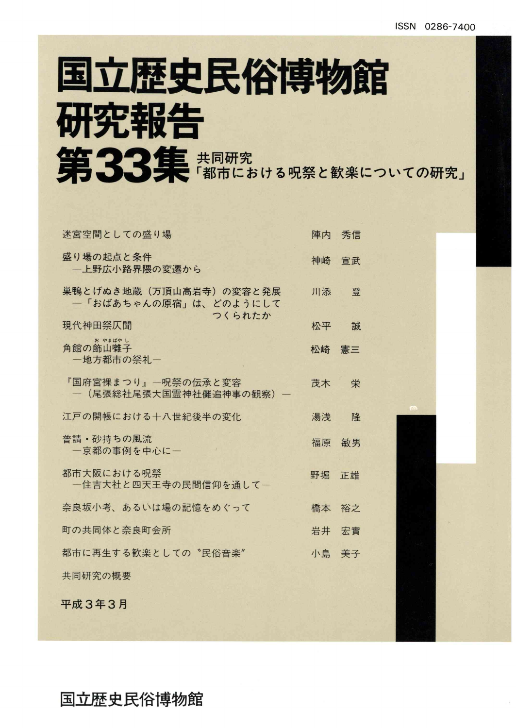ISSN 0286-7400

# 国立歴史民俗博物館研究報告

# 第33集

## 共同研究「都市における呪祭と歓楽についての研究」

| | |
|---|---|
| 迷宮空間としての盛り場 | 陣内　秀信 |
| 盛り場の起点と条件 —上野広小路界隈の変遷から | 神崎　宣武 |
| 巣鴨とげぬき地蔵（万頂山高岩寺）の変容と発展 —「おばあちゃんの原宿」は、どのようにしてつくられたか | 川添　　登 |
| 現代神田祭仄聞 | 松平　　誠 |
| 角館の飾山囃子（おやまばやし） —地方都市の祭礼— | 松崎　憲三 |
| 『国府宮裸まつり』—呪祭の伝承と変容 —（尾張総社尾張大国霊神社儺追神事の観察）— | 茂木　　栄 |
| 江戸の開帳における十八世紀後半の変化 | 湯浅　　隆 |
| 普請・砂持ちの風流 —京都の事例を中心に— | 福原　敏男 |
| 都市大阪における呪祭 —住吉大社と四天王寺の民間信仰を通して— | 野堀　正雄 |
| 奈良坂小考、あるいは場の記憶をめぐって | 橋本　裕之 |
| 町の共同体と奈良町会所 | 岩井　宏實 |
| 都市に再生する歓楽としての〝民俗音楽〟 | 小島　美子 |
| 共同研究の概要 | |

平成３年３月

国立歴史民俗博物館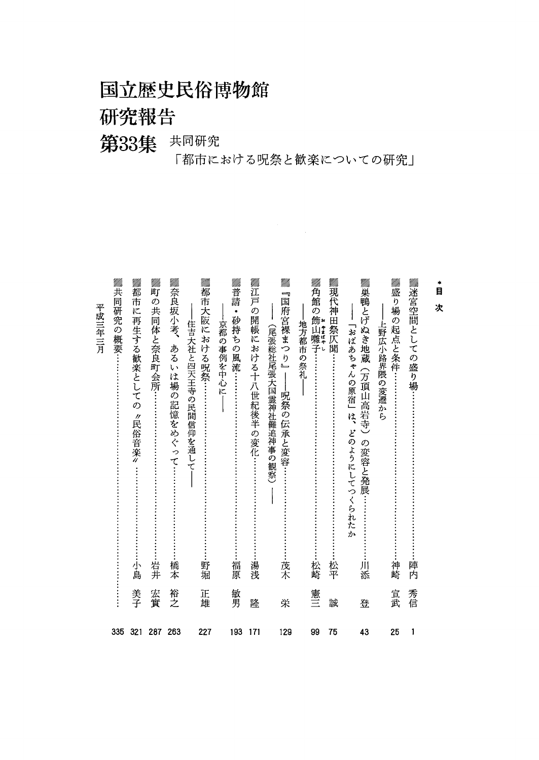# 国立歴史民俗博物館
# 研究報告
## 第33集　共同研究
「都市における呪祭と歓楽についての研究」

**目　次**

- 迷宮空間としての盛り場……陣内　秀信　1
- 盛り場の起点と条件……神崎　宣武　25
  ——上野広小路界隈の変遷から
- 巣鴨とげぬき地蔵（万頂山高岩寺）の変容と発展……川添　登　43
  ——「おばあちゃんの原宿」は、どのようにしてつくられたか
- 現代神田祭仄聞……松平　誠　75
- 角館の飾山囃子（おやまばやし）……松崎　憲三　99
  ——地方都市の祭礼——
- 『国府宮裸まつり』——呪祭の伝承と変容……茂木　栄　129
  ——（尾張総社尾張大国霊神社儺追神事の観察）——
- 江戸の開帳における十八世紀後半の変化……湯浅　隆　171
- 普請・砂持ちの風流……福原　敏男　193
  ——京都の事例を中心に——
- 都市大阪における呪祭……野堀　正雄　227
  ——住吉大社と四天王寺の民間信仰を通して——
- 奈良坂小考、あるいは場の記憶をめぐって……橋本　裕之　263
- 町の共同体と奈良町会所……岩井　宏實　287
- 都市に再生する歓楽としての〝民俗音楽〟……小島　美子　321
- 共同研究の概要……335

平成三年三月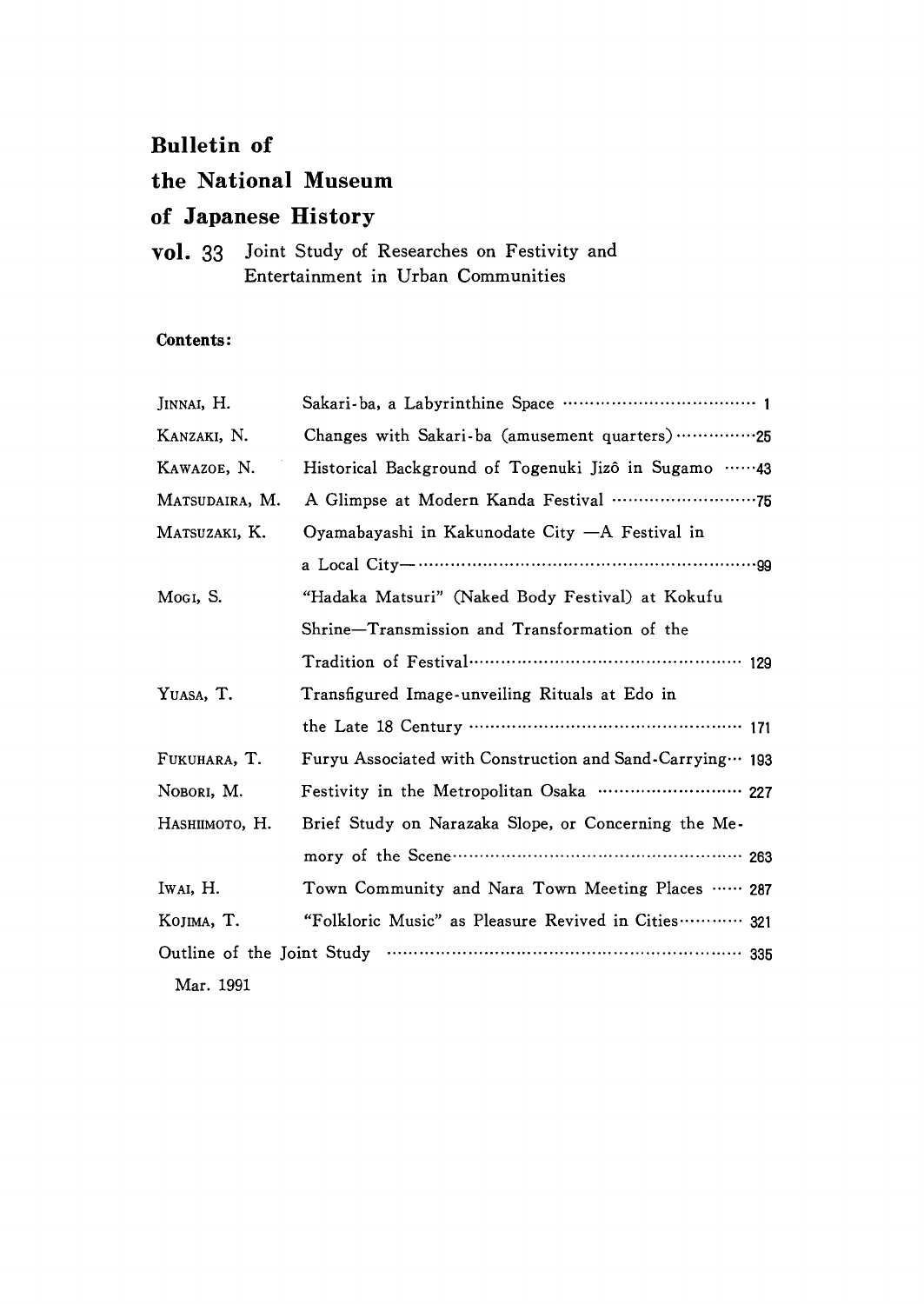# Bulletin of the National Museum of Japanese History

**vol. 33** Joint Study of Researches on Festivity and Entertainment in Urban Communities

**Contents:**

| | | |
|---|---|---|
| JINNAI, H. | Sakari-ba, a Labyrinthine Space | 1 |
| KANZAKI, N. | Changes with Sakari-ba (amusement quarters) | 25 |
| KAWAZOE, N. | Historical Background of Togenuki Jizô in Sugamo | 43 |
| MATSUDAIRA, M. | A Glimpse at Modern Kanda Festival | 75 |
| MATSUZAKI, K. | Oyamabayashi in Kakunodate City —A Festival in a Local City— | 99 |
| MOGI, S. | "Hadaka Matsuri" (Naked Body Festival) at Kokufu Shrine—Transmission and Transformation of the Tradition of Festival | 129 |
| YUASA, T. | Transfigured Image-unveiling Rituals at Edo in the Late 18 Century | 171 |
| FUKUHARA, T. | Furyu Associated with Construction and Sand-Carrying | 193 |
| NOBORI, M. | Festivity in the Metropolitan Osaka | 227 |
| HASHIIMOTO, H. | Brief Study on Narazaka Slope, or Concerning the Memory of the Scene | 263 |
| IWAI, H. | Town Community and Nara Town Meeting Places | 287 |
| KOJIMA, T. | "Folkloric Music" as Pleasure Revived in Cities | 321 |
| Outline of the Joint Study | | 335 |

Mar. 1991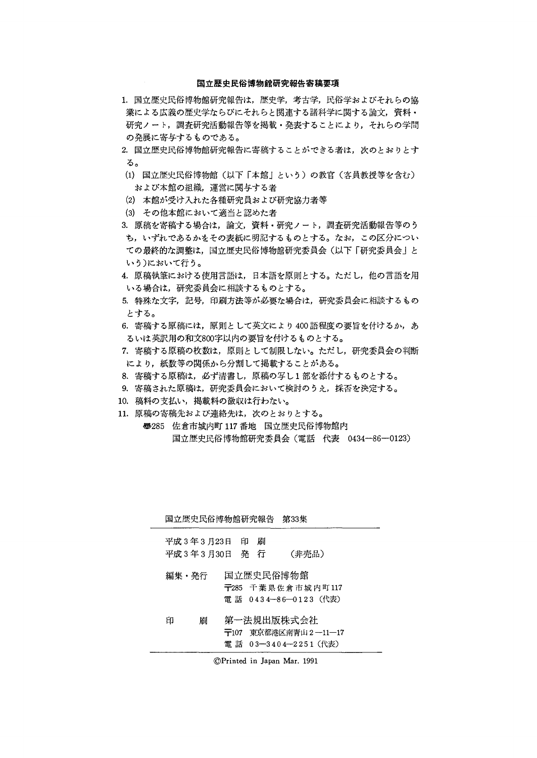## 国立歴史民俗博物館研究報告寄稿要項

1. 国立歴史民俗博物館研究報告は，歴史学，考古学，民俗学およびそれらの協業による広義の歴史学ならびにそれらと関連する諸科学に関する論文，資料・研究ノート，調査研究活動報告等を掲載・発表することにより，それらの学問の発展に寄与するものである。
2. 国立歴史民俗博物館研究報告に寄稿することができる者は，次のとおりとする。
   (1) 国立歴史民俗博物館（以下「本館」という）の教官（客員教授等を含む）および本館の組織，運営に関与する者
   (2) 本館が受け入れた各種研究員および研究協力者等
   (3) その他本館において適当と認めた者
3. 原稿を寄稿する場合は，論文，資料・研究ノート，調査研究活動報告等のうち，いずれであるかをその表紙に明記するものとする。なお，この区分についての最終的な調整は，国立歴史民俗博物館研究委員会（以下「研究委員会」という）において行う。
4. 原稿執筆における使用言語は，日本語を原則とする。ただし，他の言語を用いる場合は，研究委員会に相談するものとする。
5. 特殊な文字，記号，印刷方法等が必要な場合は，研究委員会に相談するものとする。
6. 寄稿する原稿には，原則として英文により400語程度の要旨を付けるか，あるいは英訳用の和文800字以内の要旨を付けるものとする。
7. 寄稿する原稿の枚数は，原則として制限しない。ただし，研究委員会の判断により，紙数等の関係から分割して掲載することがある。
8. 寄稿する原稿は，必ず清書し，原稿の写し1部を添付するものとする。
9. 寄稿された原稿は，研究委員会において検討のうえ，採否を決定する。
10. 稿料の支払い，掲載料の徴収は行わない。
11. 原稿の寄稿先および連絡先は，次のとおりとする。

    〒285 佐倉市城内町117番地 国立歴史民俗博物館内
    国立歴史民俗博物館研究委員会（電話 代表 0434—86—0123）

---

国立歴史民俗博物館研究報告 第33集

平成3年3月23日 印 刷
平成3年3月30日 発 行 （非売品）

編集・発行 国立歴史民俗博物館
〒285 千葉県佐倉市城内町117
電話 0434—86—0123（代表）

印 刷 第一法規出版株式会社
〒107 東京都港区南青山2—11—17
電話 03—3404—2251（代表）

©Printed in Japan Mar. 1991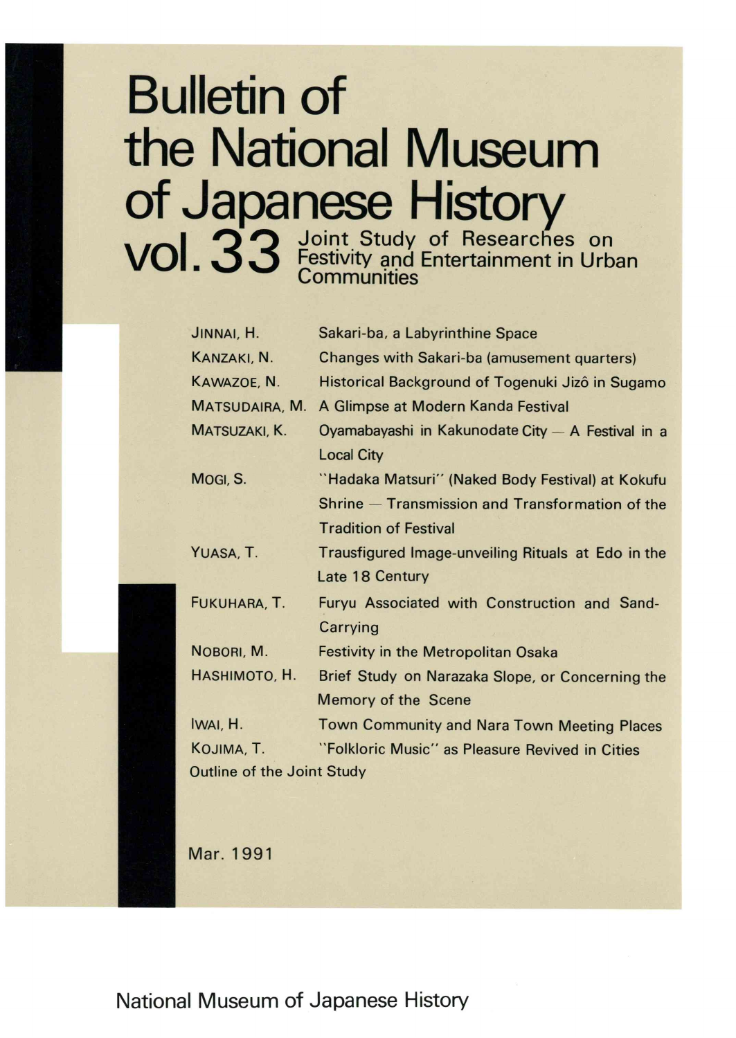# Bulletin of the National Museum of Japanese History

## vol. 33 Joint Study of Researches on Festivity and Entertainment in Urban Communities

| | |
|---|---|
| JINNAI, H. | Sakari-ba, a Labyrinthine Space |
| KANZAKI, N. | Changes with Sakari-ba (amusement quarters) |
| KAWAZOE, N. | Historical Background of Togenuki Jizô in Sugamo |
| MATSUDAIRA, M. | A Glimpse at Modern Kanda Festival |
| MATSUZAKI, K. | Oyamabayashi in Kakunodate City — A Festival in a Local City |
| MOGI, S. | "Hadaka Matsuri" (Naked Body Festival) at Kokufu Shrine — Transmission and Transformation of the Tradition of Festival |
| YUASA, T. | Trausfigured Image-unveiling Rituals at Edo in the Late 18 Century |
| FUKUHARA, T. | Furyu Associated with Construction and Sand-Carrying |
| NOBORI, M. | Festivity in the Metropolitan Osaka |
| HASHIMOTO, H. | Brief Study on Narazaka Slope, or Concerning the Memory of the Scene |
| IWAI, H. | Town Community and Nara Town Meeting Places |
| KOJIMA, T. | "Folkloric Music" as Pleasure Revived in Cities |

Outline of the Joint Study

Mar. 1991

National Museum of Japanese History